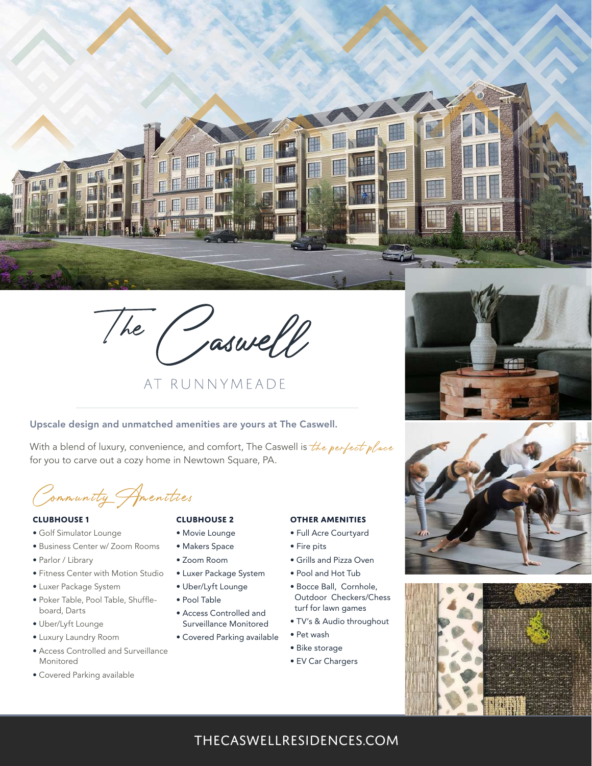# The Caswell

## AT RUNNYMEADE

**Upscale design and unmatched amenities are yours at The Caswell.**

With a blend of luxury, convenience, and comfort, The Caswell is *the perfect place* for you to carve out a cozy home in Newtown Square, PA.

## Community Amenities

### CLUBHOUSE 1

- Golf Simulator Lounge
- Business Center w/ Zoom Rooms
- Parlor / Library
- Fitness Center with Motion Studio
- Luxer Package System
- Poker Table, Pool Table, Shuffle-board, Darts
- Uber/Lyft Lounge
- Luxury Laundry Room
- Access Controlled and Surveillance Monitored
- Covered Parking available

### CLUBHOUSE 2

- Movie Lounge
- Makers Space
- Zoom Room
- Luxer Package System
- Uber/Lyft Lounge
- Pool Table
- Access Controlled and Surveillance Monitored
- Covered Parking available

### OTHER AMENITIES

- Full Acre Courtyard
- Fire pits
- Grills and Pizza Oven
- Pool and Hot Tub
- Bocce Ball, Cornhole, Outdoor Checkers/Chess turf for lawn games
- TV's & Audio throughout
- Pet wash
- Bike storage
- EV Car Chargers

THECASWELLRESIDENCES.COM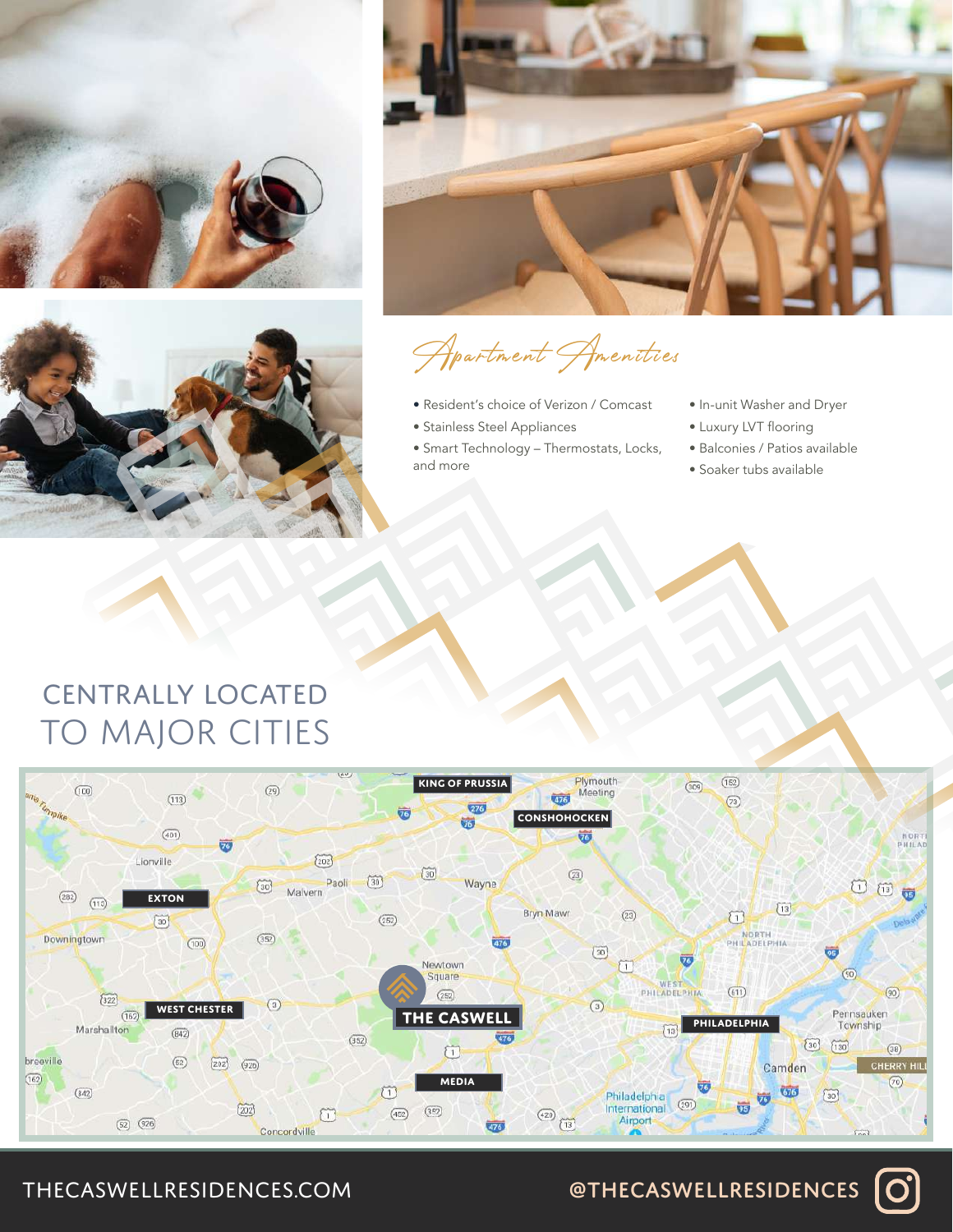## Apartment Amenities

- Resident's choice of Verizon / Comcast
- Stainless Steel Appliances
- Smart Technology – Thermostats, Locks, and more
- In-unit Washer and Dryer
- Luxury LVT flooring
- Balconies / Patios available
- Soaker tubs available

## CENTRALLY LOCATED TO MAJOR CITIES

KING OF PRUSSIA
CONSHOHOCKEN
EXTON
WEST CHESTER
THE CASWELL
MEDIA
PHILADELPHIA
CHERRY HILL

THECASWELLRESIDENCES.COM

@THECASWELLRESIDENCES